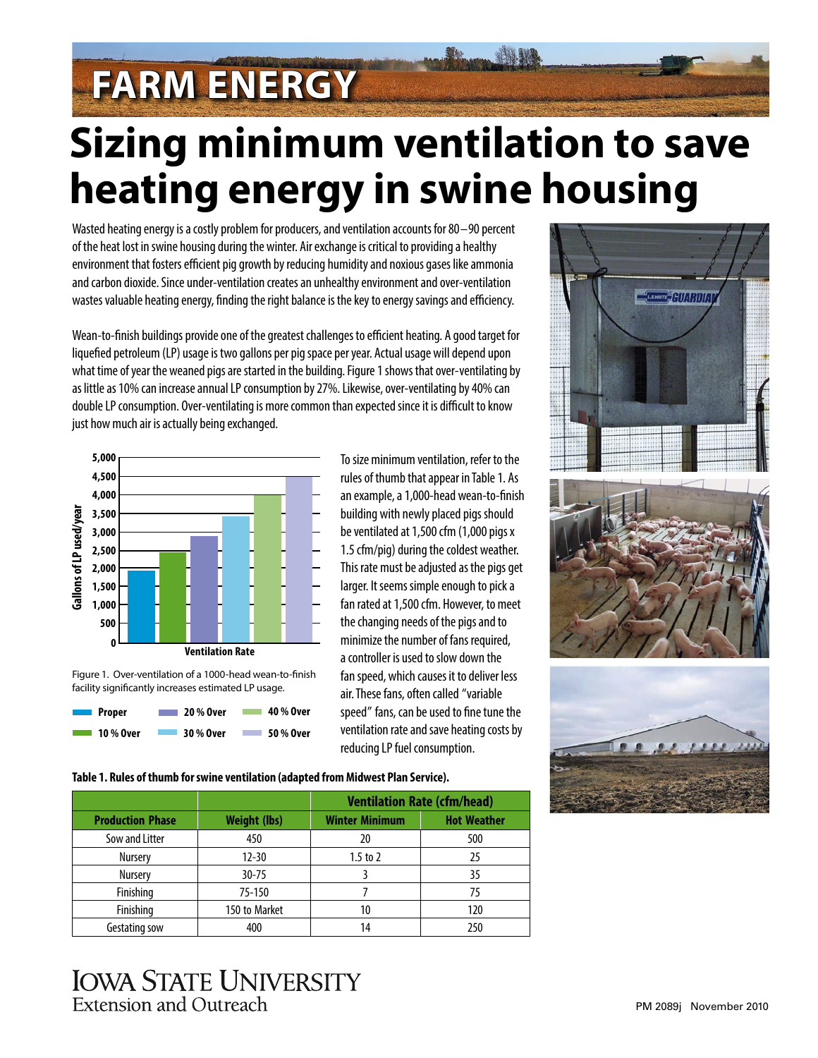FARM ENERGY

# Sizing minimum ventilation to save heating energy in swine housing

Wasted heating energy is a costly problem for producers, and ventilation accounts for 80–90 percent of the heat lost in swine housing during the winter. Air exchange is critical to providing a healthy environment that fosters efficient pig growth by reducing humidity and noxious gases like ammonia and carbon dioxide. Since under-ventilation creates an unhealthy environment and over-ventilation wastes valuable heating energy, finding the right balance is the key to energy savings and efficiency.

Wean-to-finish buildings provide one of the greatest challenges to efficient heating. A good target for liquefied petroleum (LP) usage is two gallons per pig space per year. Actual usage will depend upon what time of year the weaned pigs are started in the building. Figure 1 shows that over-ventilating by as little as 10% can increase annual LP consumption by 27%. Likewise, over-ventilating by 40% can double LP consumption. Over-ventilating is more common than expected since it is difficult to know just how much air is actually being exchanged.

Figure 1. Over-ventilation of a 1000-head wean-to-finish facility significantly increases estimated LP usage.

To size minimum ventilation, refer to the rules of thumb that appear in Table 1. As an example, a 1,000-head wean-to-finish building with newly placed pigs should be ventilated at 1,500 cfm (1,000 pigs x 1.5 cfm/pig) during the coldest weather. This rate must be adjusted as the pigs get larger. It seems simple enough to pick a fan rated at 1,500 cfm. However, to meet the changing needs of the pigs and to minimize the number of fans required, a controller is used to slow down the fan speed, which causes it to deliver less air. These fans, often called "variable speed" fans, can be used to fine tune the ventilation rate and save heating costs by reducing LP fuel consumption.

**Table 1. Rules of thumb for swine ventilation (adapted from Midwest Plan Service).**

| | | Ventilation Rate (cfm/head) | |
|---|---|---|---|
| **Production Phase** | **Weight (lbs)** | **Winter Minimum** | **Hot Weather** |
| Sow and Litter | 450 | 20 | 500 |
| Nursery | 12-30 | 1.5 to 2 | 25 |
| Nursery | 30-75 | 3 | 35 |
| Finishing | 75-150 | 7 | 75 |
| Finishing | 150 to Market | 10 | 120 |
| Gestating sow | 400 | 14 | 250 |

Iowa State University Extension and Outreach

PM 2089j November 2010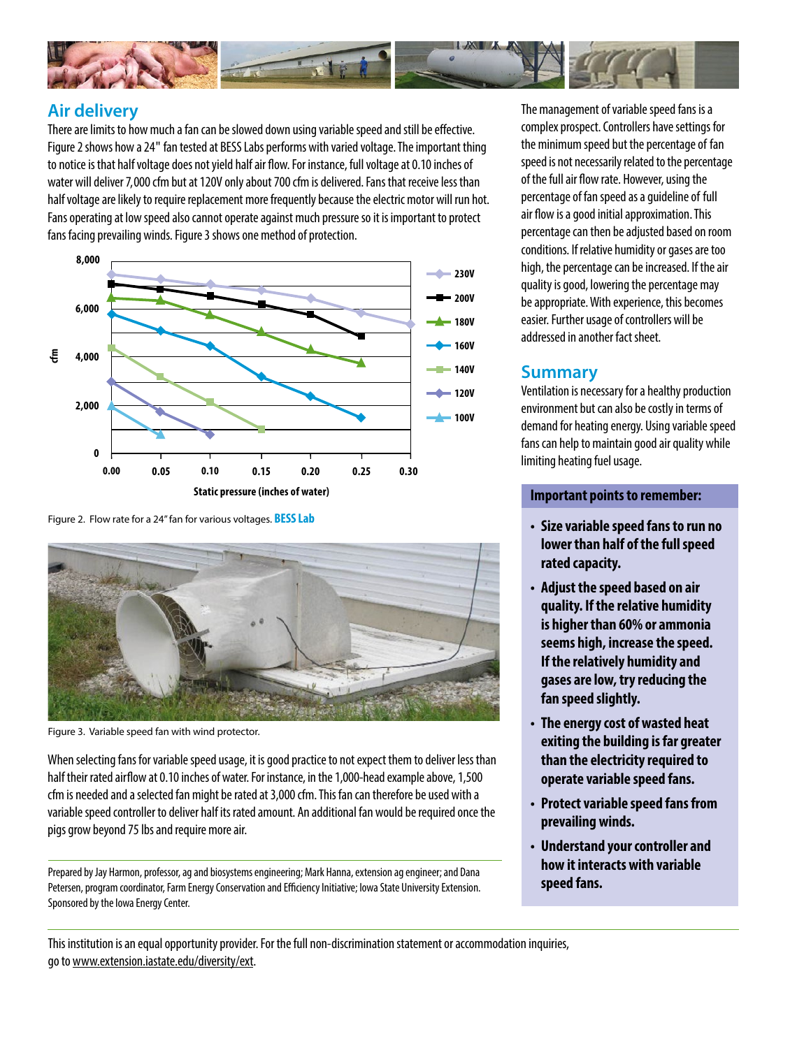## Air delivery

There are limits to how much a fan can be slowed down using variable speed and still be effective. Figure 2 shows how a 24" fan tested at BESS Labs performs with varied voltage. The important thing to notice is that half voltage does not yield half air flow. For instance, full voltage at 0.10 inches of water will deliver 7,000 cfm but at 120V only about 700 cfm is delivered. Fans that receive less than half voltage are likely to require replacement more frequently because the electric motor will run hot. Fans operating at low speed also cannot operate against much pressure so it is important to protect fans facing prevailing winds. Figure 3 shows one method of protection.

8,000
6,000
4,000
2,000
0
cfm
0.00 0.05 0.10 0.15 0.20 0.25 0.30
Static pressure (inches of water)
230V
200V
180V
160V
140V
120V
100V

Figure 2. Flow rate for a 24" fan for various voltages. **BESS Lab**

Figure 3. Variable speed fan with wind protector.

When selecting fans for variable speed usage, it is good practice to not expect them to deliver less than half their rated airflow at 0.10 inches of water. For instance, in the 1,000-head example above, 1,500 cfm is needed and a selected fan might be rated at 3,000 cfm. This fan can therefore be used with a variable speed controller to deliver half its rated amount. An additional fan would be required once the pigs grow beyond 75 lbs and require more air.

The management of variable speed fans is a complex prospect. Controllers have settings for the minimum speed but the percentage of fan speed is not necessarily related to the percentage of the full air flow rate. However, using the percentage of fan speed as a guideline of full air flow is a good initial approximation. This percentage can then be adjusted based on room conditions. If relative humidity or gases are too high, the percentage can be increased. If the air quality is good, lowering the percentage may be appropriate. With experience, this becomes easier. Further usage of controllers will be addressed in another fact sheet.

## Summary

Ventilation is necessary for a healthy production environment but can also be costly in terms of demand for heating energy. Using variable speed fans can help to maintain good air quality while limiting heating fuel usage.

### Important points to remember:

- **Size variable speed fans to run no lower than half of the full speed rated capacity.**
- **Adjust the speed based on air quality. If the relative humidity is higher than 60% or ammonia seems high, increase the speed. If the relatively humidity and gases are low, try reducing the fan speed slightly.**
- **The energy cost of wasted heat exiting the building is far greater than the electricity required to operate variable speed fans.**
- **Protect variable speed fans from prevailing winds.**
- **Understand your controller and how it interacts with variable speed fans.**

Prepared by Jay Harmon, professor, ag and biosystems engineering; Mark Hanna, extension ag engineer; and Dana Petersen, program coordinator, Farm Energy Conservation and Efficiency Initiative; Iowa State University Extension. Sponsored by the Iowa Energy Center.

This institution is an equal opportunity provider. For the full non-discrimination statement or accommodation inquiries, go to www.extension.iastate.edu/diversity/ext.